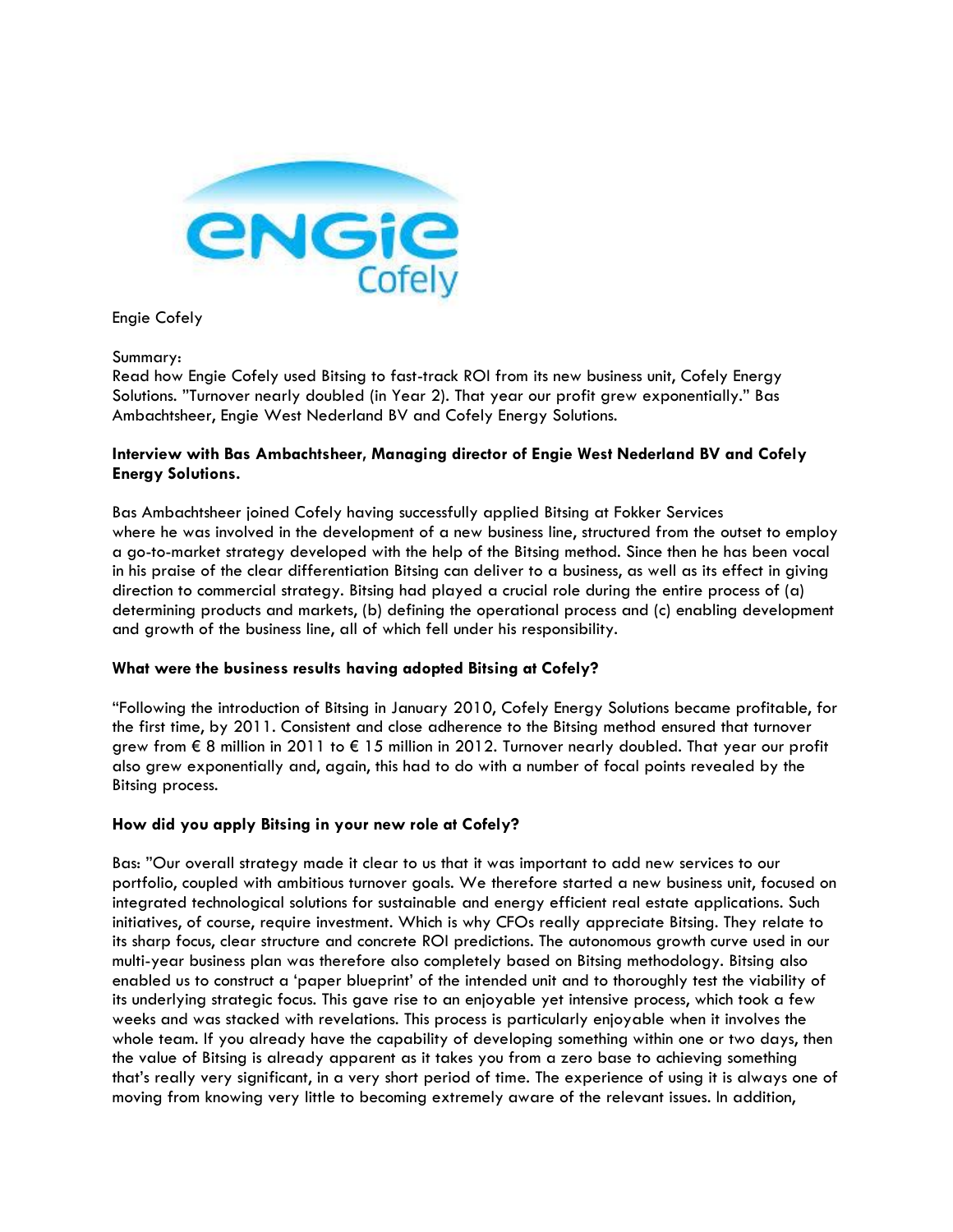Engie Cofely

Summary:
Read how Engie Cofely used Bitsing to fast-track ROI from its new business unit, Cofely Energy Solutions. "Turnover nearly doubled (in Year 2). That year our profit grew exponentially." Bas Ambachtsheer, Engie West Nederland BV and Cofely Energy Solutions.

**Interview with Bas Ambachtsheer, Managing director of Engie West Nederland BV and Cofely Energy Solutions.**

Bas Ambachtsheer joined Cofely having successfully applied Bitsing at Fokker Services where he was involved in the development of a new business line, structured from the outset to employ a go-to-market strategy developed with the help of the Bitsing method. Since then he has been vocal in his praise of the clear differentiation Bitsing can deliver to a business, as well as its effect in giving direction to commercial strategy. Bitsing had played a crucial role during the entire process of (a) determining products and markets, (b) defining the operational process and (c) enabling development and growth of the business line, all of which fell under his responsibility.

**What were the business results having adopted Bitsing at Cofely?**

"Following the introduction of Bitsing in January 2010, Cofely Energy Solutions became profitable, for the first time, by 2011. Consistent and close adherence to the Bitsing method ensured that turnover grew from € 8 million in 2011 to € 15 million in 2012. Turnover nearly doubled. That year our profit also grew exponentially and, again, this had to do with a number of focal points revealed by the Bitsing process.

**How did you apply Bitsing in your new role at Cofely?**

Bas: "Our overall strategy made it clear to us that it was important to add new services to our portfolio, coupled with ambitious turnover goals. We therefore started a new business unit, focused on integrated technological solutions for sustainable and energy efficient real estate applications. Such initiatives, of course, require investment. Which is why CFOs really appreciate Bitsing. They relate to its sharp focus, clear structure and concrete ROI predictions. The autonomous growth curve used in our multi-year business plan was therefore also completely based on Bitsing methodology. Bitsing also enabled us to construct a 'paper blueprint' of the intended unit and to thoroughly test the viability of its underlying strategic focus. This gave rise to an enjoyable yet intensive process, which took a few weeks and was stacked with revelations. This process is particularly enjoyable when it involves the whole team. If you already have the capability of developing something within one or two days, then the value of Bitsing is already apparent as it takes you from a zero base to achieving something that's really very significant, in a very short period of time. The experience of using it is always one of moving from knowing very little to becoming extremely aware of the relevant issues. In addition,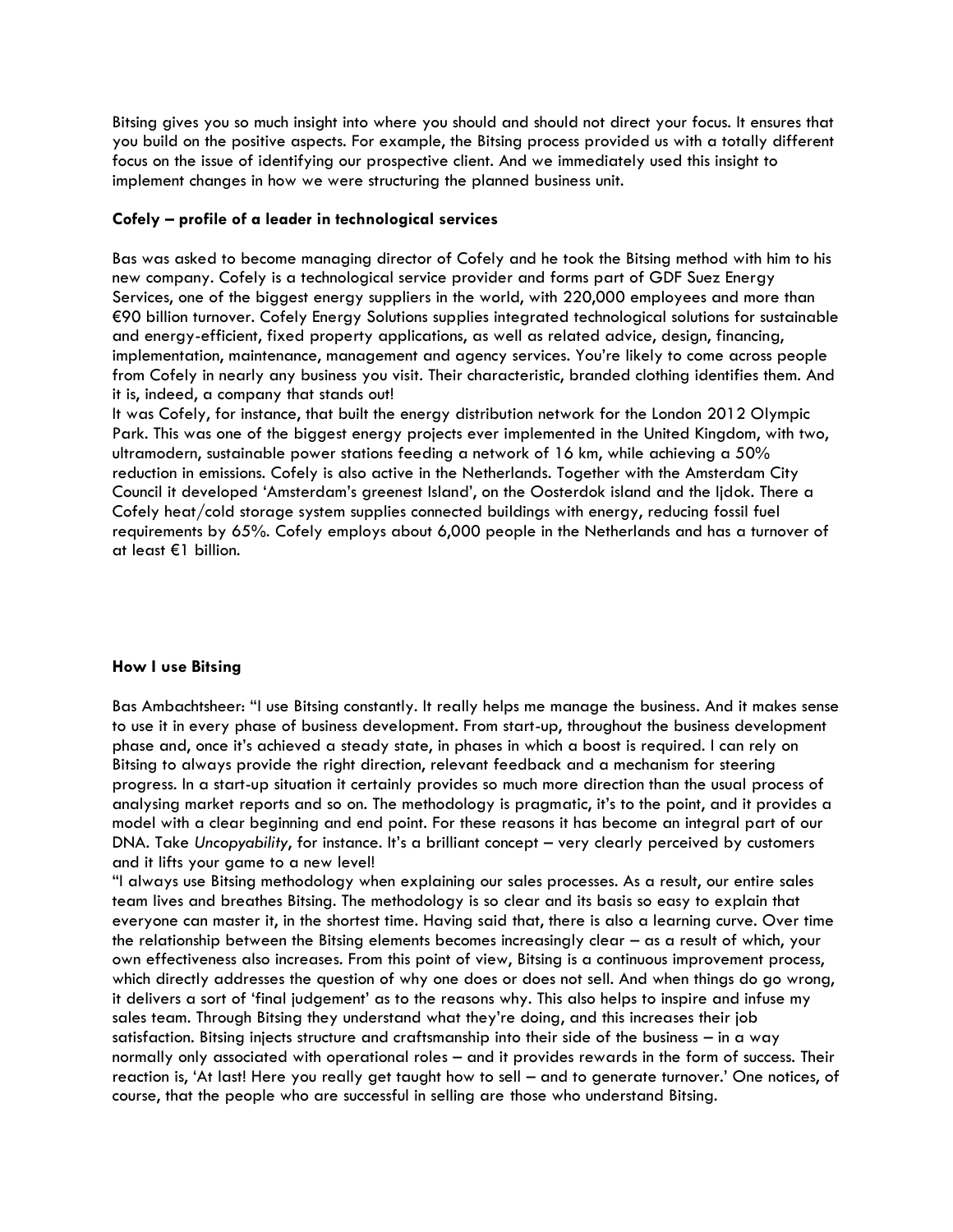Bitsing gives you so much insight into where you should and should not direct your focus. It ensures that you build on the positive aspects. For example, the Bitsing process provided us with a totally different focus on the issue of identifying our prospective client. And we immediately used this insight to implement changes in how we were structuring the planned business unit.

**Cofely – profile of a leader in technological services**

Bas was asked to become managing director of Cofely and he took the Bitsing method with him to his new company. Cofely is a technological service provider and forms part of GDF Suez Energy Services, one of the biggest energy suppliers in the world, with 220,000 employees and more than €90 billion turnover. Cofely Energy Solutions supplies integrated technological solutions for sustainable and energy-efficient, fixed property applications, as well as related advice, design, financing, implementation, maintenance, management and agency services. You're likely to come across people from Cofely in nearly any business you visit. Their characteristic, branded clothing identifies them. And it is, indeed, a company that stands out!

It was Cofely, for instance, that built the energy distribution network for the London 2012 Olympic Park. This was one of the biggest energy projects ever implemented in the United Kingdom, with two, ultramodern, sustainable power stations feeding a network of 16 km, while achieving a 50% reduction in emissions. Cofely is also active in the Netherlands. Together with the Amsterdam City Council it developed 'Amsterdam's greenest Island', on the Oosterdok island and the Ijdok. There a Cofely heat/cold storage system supplies connected buildings with energy, reducing fossil fuel requirements by 65%. Cofely employs about 6,000 people in the Netherlands and has a turnover of at least €1 billion.

**How I use Bitsing**

Bas Ambachtsheer: "I use Bitsing constantly. It really helps me manage the business. And it makes sense to use it in every phase of business development. From start-up, throughout the business development phase and, once it's achieved a steady state, in phases in which a boost is required. I can rely on Bitsing to always provide the right direction, relevant feedback and a mechanism for steering progress. In a start-up situation it certainly provides so much more direction than the usual process of analysing market reports and so on. The methodology is pragmatic, it's to the point, and it provides a model with a clear beginning and end point. For these reasons it has become an integral part of our DNA. Take *Uncopyability*, for instance. It's a brilliant concept – very clearly perceived by customers and it lifts your game to a new level!

"I always use Bitsing methodology when explaining our sales processes. As a result, our entire sales team lives and breathes Bitsing. The methodology is so clear and its basis so easy to explain that everyone can master it, in the shortest time. Having said that, there is also a learning curve. Over time the relationship between the Bitsing elements becomes increasingly clear – as a result of which, your own effectiveness also increases. From this point of view, Bitsing is a continuous improvement process, which directly addresses the question of why one does or does not sell. And when things do go wrong, it delivers a sort of 'final judgement' as to the reasons why. This also helps to inspire and infuse my sales team. Through Bitsing they understand what they're doing, and this increases their job satisfaction. Bitsing injects structure and craftsmanship into their side of the business – in a way normally only associated with operational roles – and it provides rewards in the form of success. Their reaction is, 'At last! Here you really get taught how to sell – and to generate turnover.' One notices, of course, that the people who are successful in selling are those who understand Bitsing.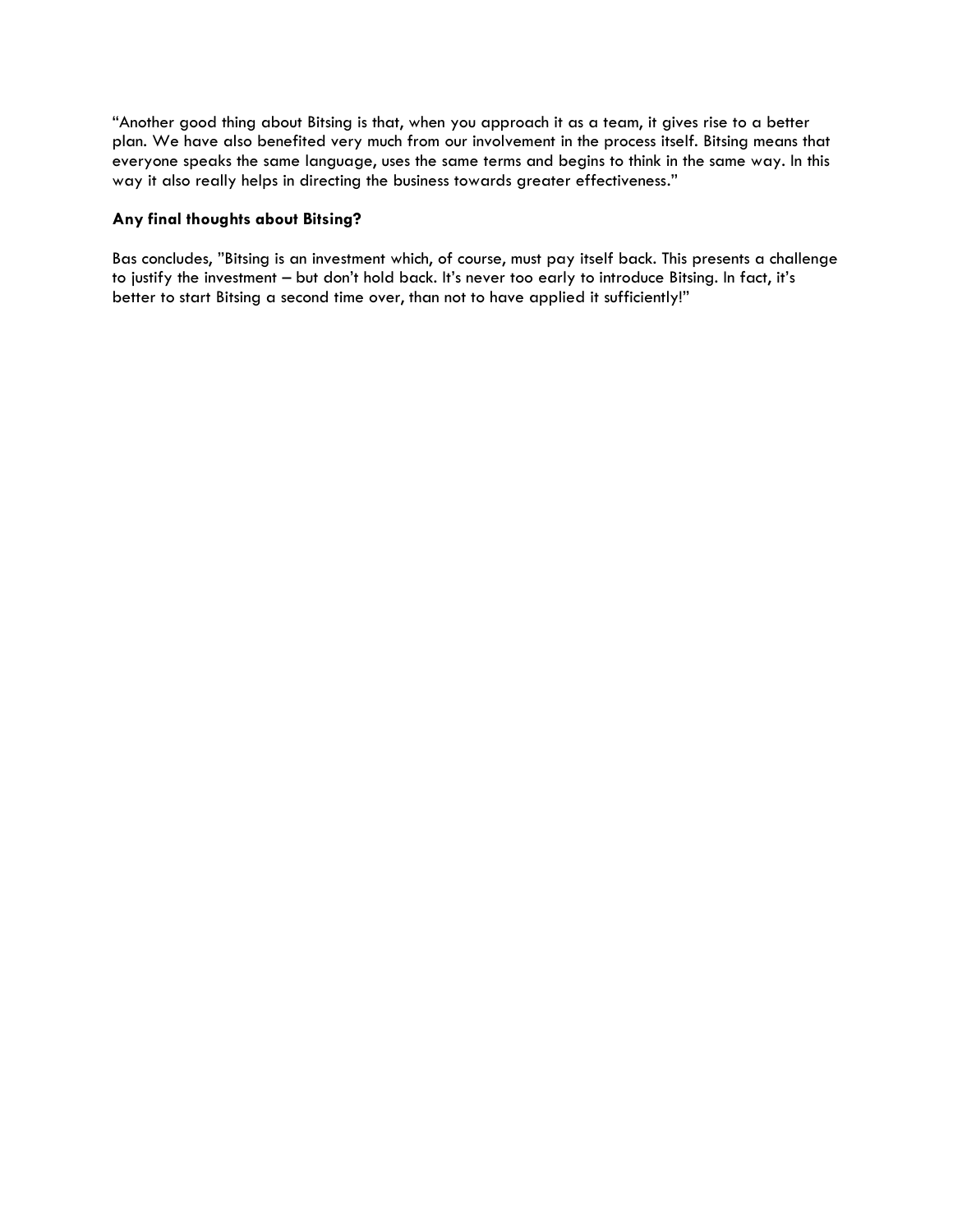"Another good thing about Bitsing is that, when you approach it as a team, it gives rise to a better plan. We have also benefited very much from our involvement in the process itself. Bitsing means that everyone speaks the same language, uses the same terms and begins to think in the same way. In this way it also really helps in directing the business towards greater effectiveness."

**Any final thoughts about Bitsing?**

Bas concludes, "Bitsing is an investment which, of course, must pay itself back. This presents a challenge to justify the investment – but don't hold back. It's never too early to introduce Bitsing. In fact, it's better to start Bitsing a second time over, than not to have applied it sufficiently!"